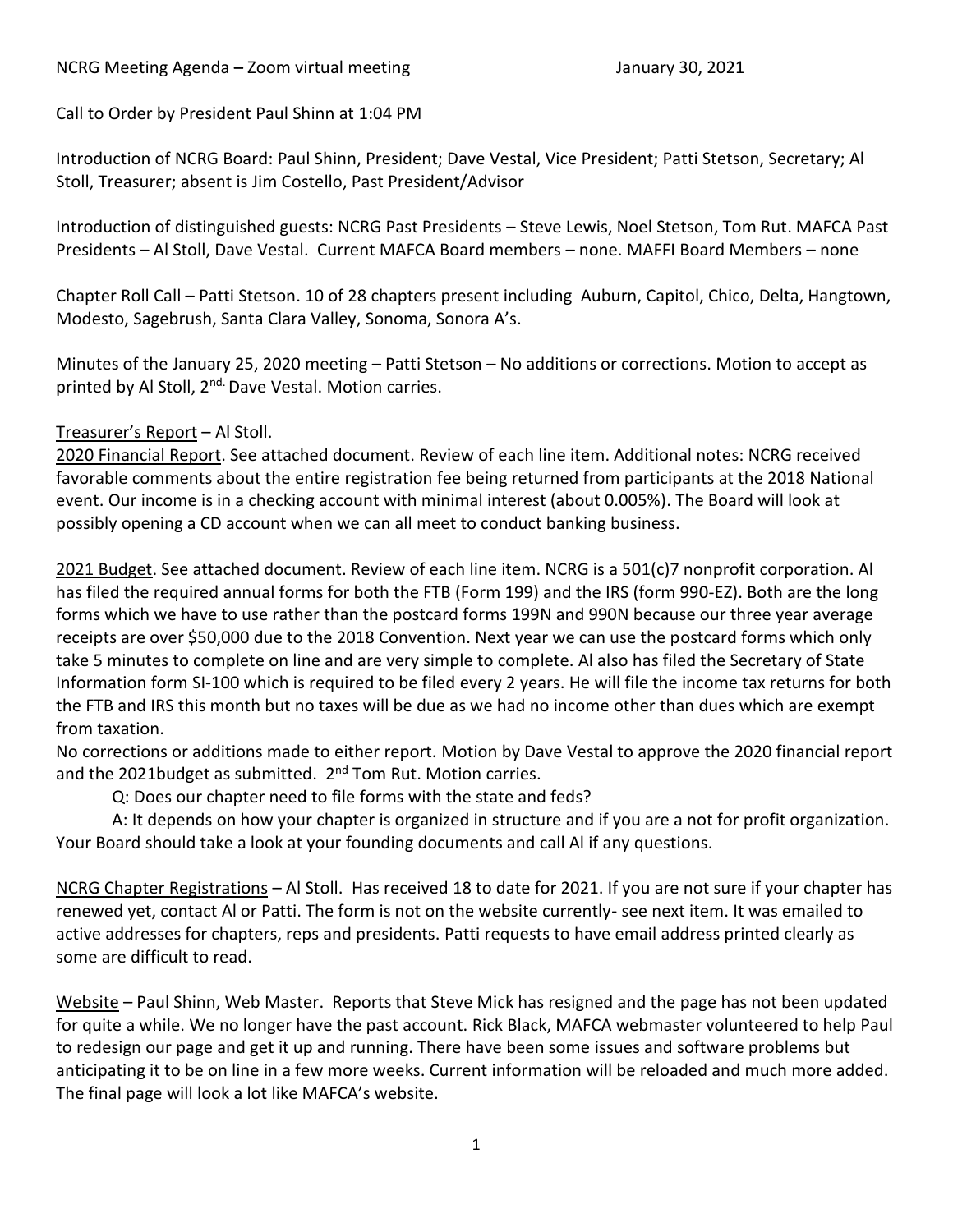NCRG Meeting Agenda – Zoom virtual meeting January 30, 2021

Call to Order by President Paul Shinn at 1:04 PM

Introduction of NCRG Board: Paul Shinn, President; Dave Vestal, Vice President; Patti Stetson, Secretary; Al Stoll, Treasurer; absent is Jim Costello, Past President/Advisor

Introduction of distinguished guests: NCRG Past Presidents – Steve Lewis, Noel Stetson, Tom Rut. MAFCA Past Presidents – Al Stoll, Dave Vestal. Current MAFCA Board members – none. MAFFI Board Members – none

Chapter Roll Call – Patti Stetson. 10 of 28 chapters present including Auburn, Capitol, Chico, Delta, Hangtown, Modesto, Sagebrush, Santa Clara Valley, Sonoma, Sonora A's.

Minutes of the January 25, 2020 meeting – Patti Stetson – No additions or corrections. Motion to accept as printed by Al Stoll, 2nd. Dave Vestal. Motion carries.

Treasurer's Report – Al Stoll.

2020 Financial Report. See attached document. Review of each line item. Additional notes: NCRG received favorable comments about the entire registration fee being returned from participants at the 2018 National event. Our income is in a checking account with minimal interest (about 0.005%). The Board will look at possibly opening a CD account when we can all meet to conduct banking business.

2021 Budget. See attached document. Review of each line item. NCRG is a 501(c)7 nonprofit corporation. Al has filed the required annual forms for both the FTB (Form 199) and the IRS (form 990-EZ). Both are the long forms which we have to use rather than the postcard forms 199N and 990N because our three year average receipts are over $50,000 due to the 2018 Convention. Next year we can use the postcard forms which only take 5 minutes to complete on line and are very simple to complete. Al also has filed the Secretary of State Information form SI-100 which is required to be filed every 2 years. He will file the income tax returns for both the FTB and IRS this month but no taxes will be due as we had no income other than dues which are exempt from taxation.

No corrections or additions made to either report. Motion by Dave Vestal to approve the 2020 financial report and the 2021budget as submitted. 2nd Tom Rut. Motion carries.

Q: Does our chapter need to file forms with the state and feds?

A: It depends on how your chapter is organized in structure and if you are a not for profit organization. Your Board should take a look at your founding documents and call Al if any questions.

NCRG Chapter Registrations – Al Stoll. Has received 18 to date for 2021. If you are not sure if your chapter has renewed yet, contact Al or Patti. The form is not on the website currently- see next item. It was emailed to active addresses for chapters, reps and presidents. Patti requests to have email address printed clearly as some are difficult to read.

Website – Paul Shinn, Web Master. Reports that Steve Mick has resigned and the page has not been updated for quite a while. We no longer have the past account. Rick Black, MAFCA webmaster volunteered to help Paul to redesign our page and get it up and running. There have been some issues and software problems but anticipating it to be on line in a few more weeks. Current information will be reloaded and much more added. The final page will look a lot like MAFCA's website.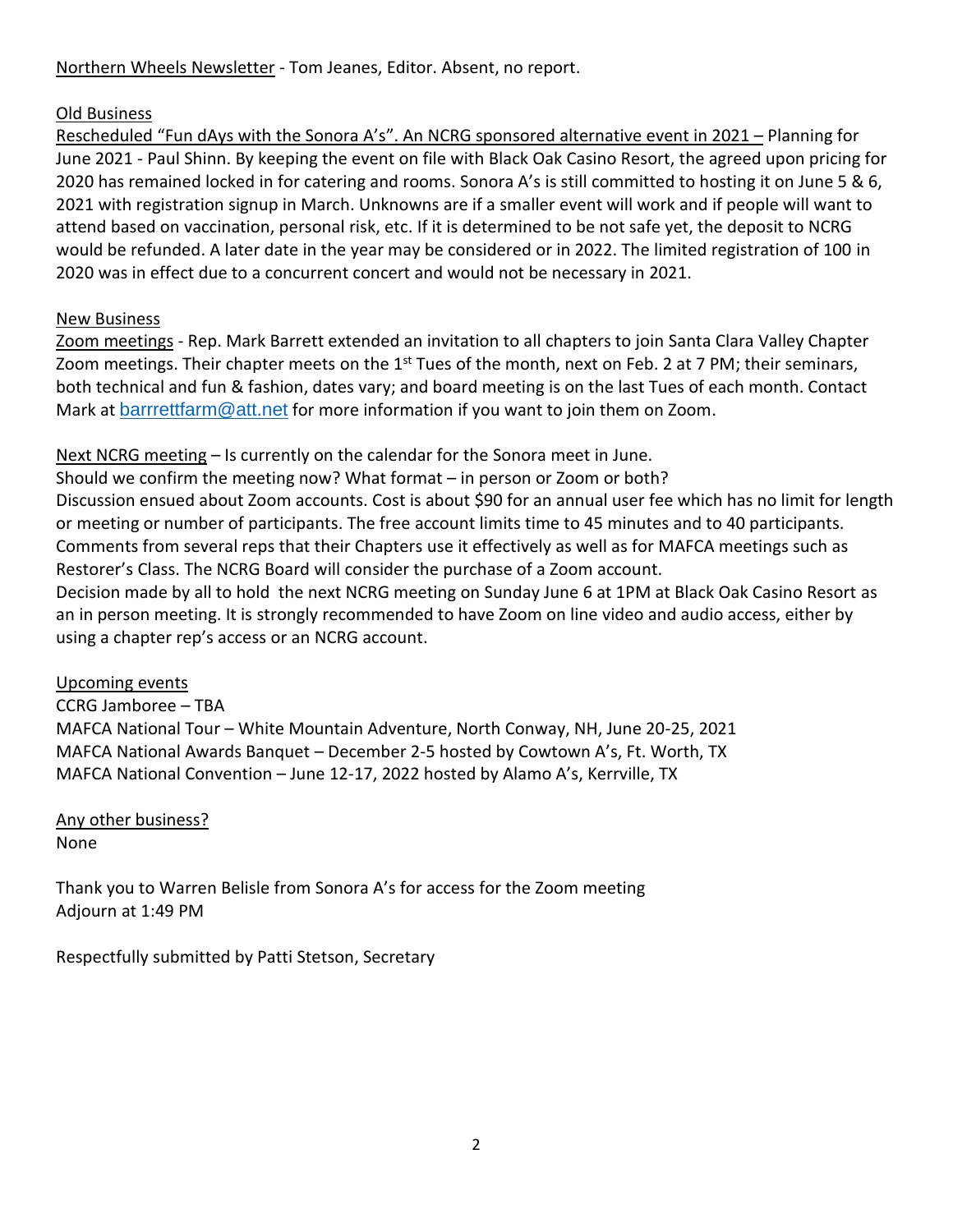Northern Wheels Newsletter - Tom Jeanes, Editor. Absent, no report.

Old Business

Rescheduled "Fun dAys with the Sonora A's". An NCRG sponsored alternative event in 2021 – Planning for June 2021 - Paul Shinn. By keeping the event on file with Black Oak Casino Resort, the agreed upon pricing for 2020 has remained locked in for catering and rooms. Sonora A's is still committed to hosting it on June 5 & 6, 2021 with registration signup in March. Unknowns are if a smaller event will work and if people will want to attend based on vaccination, personal risk, etc. If it is determined to be not safe yet, the deposit to NCRG would be refunded. A later date in the year may be considered or in 2022. The limited registration of 100 in 2020 was in effect due to a concurrent concert and would not be necessary in 2021.

New Business

Zoom meetings - Rep. Mark Barrett extended an invitation to all chapters to join Santa Clara Valley Chapter Zoom meetings. Their chapter meets on the 1st Tues of the month, next on Feb. 2 at 7 PM; their seminars, both technical and fun & fashion, dates vary; and board meeting is on the last Tues of each month. Contact Mark at barrrettfarm@att.net for more information if you want to join them on Zoom.

Next NCRG meeting – Is currently on the calendar for the Sonora meet in June.
Should we confirm the meeting now? What format – in person or Zoom or both?
Discussion ensued about Zoom accounts. Cost is about $90 for an annual user fee which has no limit for length or meeting or number of participants. The free account limits time to 45 minutes and to 40 participants. Comments from several reps that their Chapters use it effectively as well as for MAFCA meetings such as Restorer's Class. The NCRG Board will consider the purchase of a Zoom account.
Decision made by all to hold the next NCRG meeting on Sunday June 6 at 1PM at Black Oak Casino Resort as an in person meeting. It is strongly recommended to have Zoom on line video and audio access, either by using a chapter rep's access or an NCRG account.

Upcoming events

CCRG Jamboree – TBA
MAFCA National Tour – White Mountain Adventure, North Conway, NH, June 20-25, 2021
MAFCA National Awards Banquet – December 2-5 hosted by Cowtown A's, Ft. Worth, TX
MAFCA National Convention – June 12-17, 2022 hosted by Alamo A's, Kerrville, TX

Any other business?
None

Thank you to Warren Belisle from Sonora A's for access for the Zoom meeting
Adjourn at 1:49 PM

Respectfully submitted by Patti Stetson, Secretary